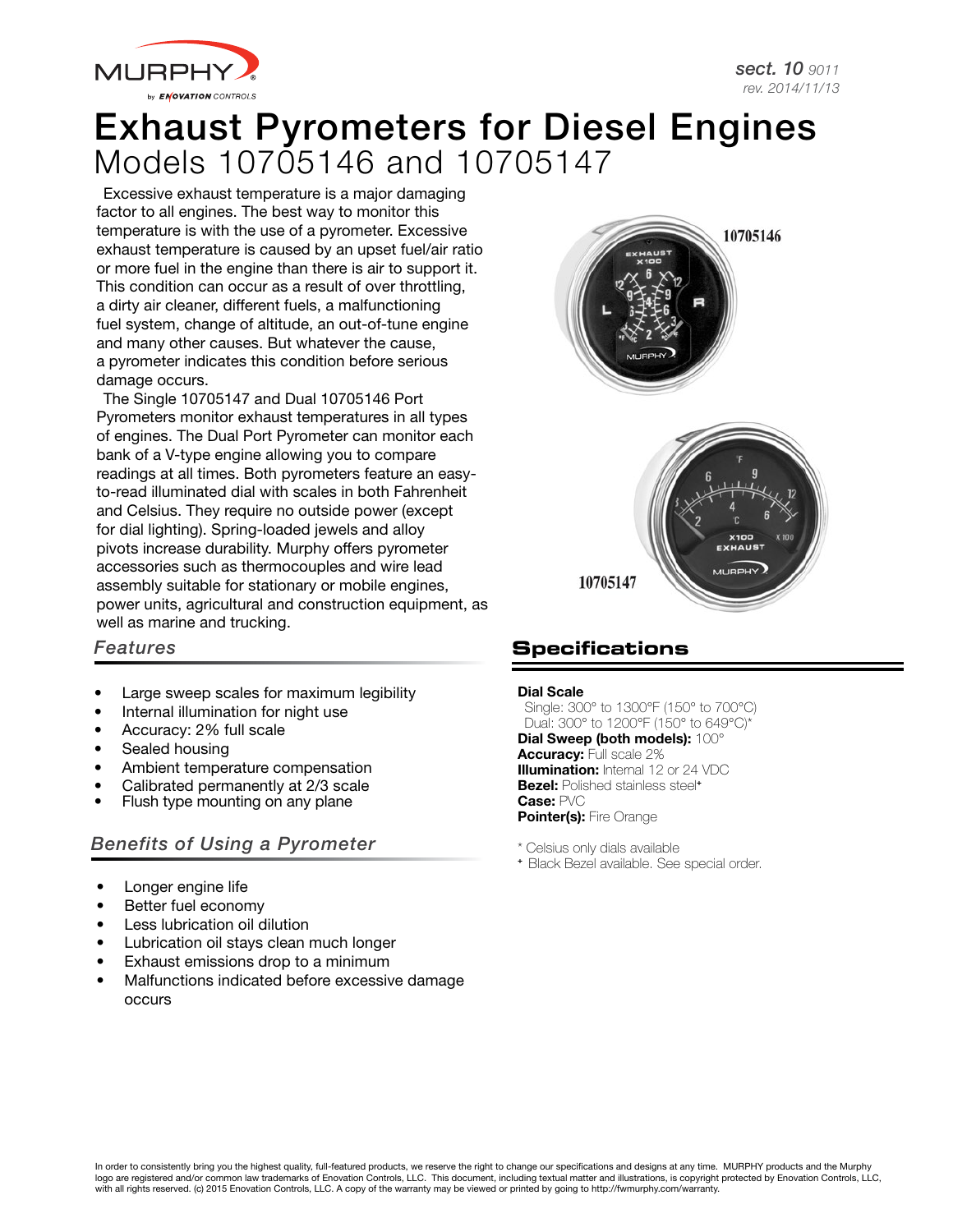# Exhaust Pyrometers for Diesel Engines

## Models 10705146 and 10705147

Excessive exhaust temperature is a major damaging factor to all engines. The best way to monitor this temperature is with the use of a pyrometer. Excessive exhaust temperature is caused by an upset fuel/air ratio or more fuel in the engine than there is air to support it. This condition can occur as a result of over throttling, a dirty air cleaner, different fuels, a malfunctioning fuel system, change of altitude, an out-of-tune engine and many other causes. But whatever the cause, a pyrometer indicates this condition before serious damage occurs.

The Single 10705147 and Dual 10705146 Port Pyrometers monitor exhaust temperatures in all types of engines. The Dual Port Pyrometer can monitor each bank of a V-type engine allowing you to compare readings at all times. Both pyrometers feature an easy-to-read illuminated dial with scales in both Fahrenheit and Celsius. They require no outside power (except for dial lighting). Spring-loaded jewels and alloy pivots increase durability. Murphy offers pyrometer accessories such as thermocouples and wire lead assembly suitable for stationary or mobile engines, power units, agricultural and construction equipment, as well as marine and trucking.

10705146

10705147

### *Features*

- Large sweep scales for maximum legibility
- Internal illumination for night use
- Accuracy: 2% full scale
- Sealed housing
- Ambient temperature compensation
- Calibrated permanently at 2/3 scale
- Flush type mounting on any plane

### *Benefits of Using a Pyrometer*

- Longer engine life
- Better fuel economy
- Less lubrication oil dilution
- Lubrication oil stays clean much longer
- Exhaust emissions drop to a minimum
- Malfunctions indicated before excessive damage occurs

## Specifications

**Dial Scale**
Single: 300° to 1300°F (150° to 700°C)
Dual: 300° to 1200°F (150° to 649°C)*
**Dial Sweep (both models):** 100°
**Accuracy:** Full scale 2%
**Illumination:** Internal 12 or 24 VDC
**Bezel:** Polished stainless steel+
**Case:** PVC
**Pointer(s):** Fire Orange

\* Celsius only dials available
\+ Black Bezel available. See special order.

In order to consistently bring you the highest quality, full-featured products, we reserve the right to change our specifications and designs at any time. MURPHY products and the Murphy logo are registered and/or common law trademarks of Enovation Controls, LLC. This document, including textual matter and illustrations, is copyright protected by Enovation Controls, LLC, with all rights reserved. (c) 2015 Enovation Controls, LLC. A copy of the warranty may be viewed or printed by going to http://fwmurphy.com/warranty.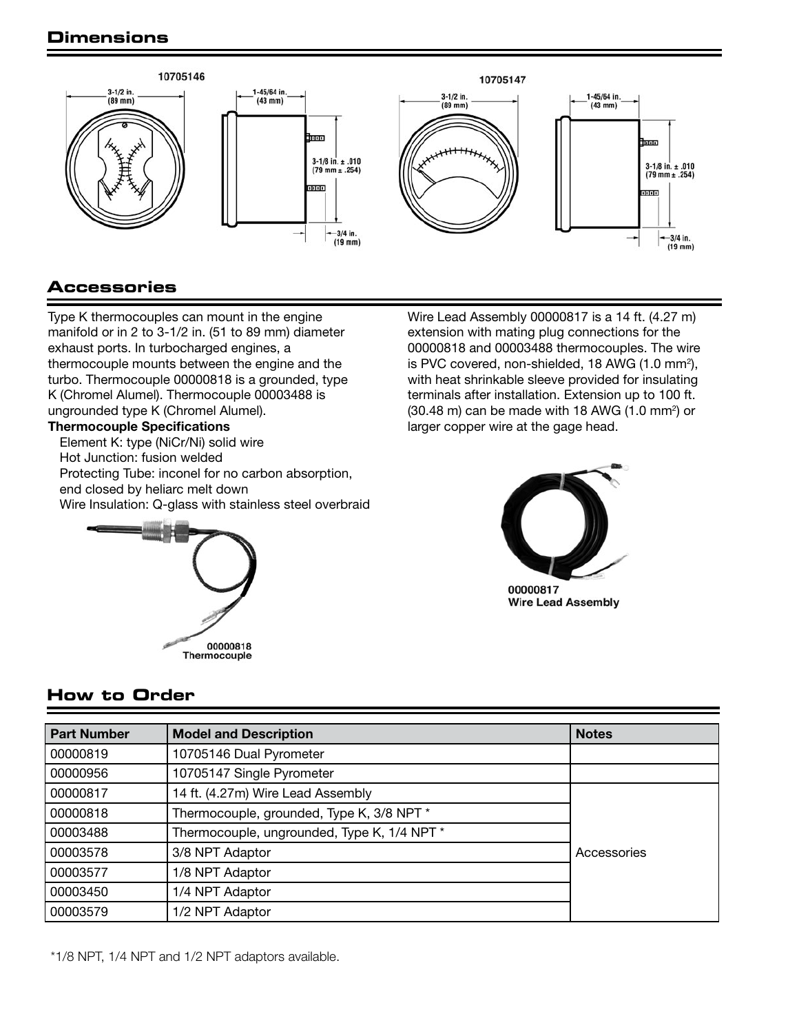## Dimensions

10705146

3-1/2 in.
(89 mm)

1-45/64 in.
(43 mm)

3-1/8 in. ± .010
(79 mm ± .254)

3/4 in.
(19 mm)

10705147

3-1/2 in.
(89 mm)

1-45/64 in.
(43 mm)

3-1/8 in. ± .010
(79 mm ± .254)

3/4 in.
(19 mm)

## Accessories

Type K thermocouples can mount in the engine manifold or in 2 to 3-1/2 in. (51 to 89 mm) diameter exhaust ports. In turbocharged engines, a thermocouple mounts between the engine and the turbo. Thermocouple 00000818 is a grounded, type K (Chromel Alumel). Thermocouple 00003488 is ungrounded type K (Chromel Alumel).

**Thermocouple Specifications**

Element K: type (NiCr/Ni) solid wire
Hot Junction: fusion welded
Protecting Tube: inconel for no carbon absorption, end closed by heliarc melt down
Wire Insulation: Q-glass with stainless steel overbraid

00000818
Thermocouple

Wire Lead Assembly 00000817 is a 14 ft. (4.27 m) extension with mating plug connections for the 00000818 and 00003488 thermocouples. The wire is PVC covered, non-shielded, 18 AWG (1.0 mm$^2$), with heat shrinkable sleeve provided for insulating terminals after installation. Extension up to 100 ft. (30.48 m) can be made with 18 AWG (1.0 mm$^2$) or larger copper wire at the gage head.

00000817
Wire Lead Assembly

## How to Order

| Part Number | Model and Description | Notes |
|---|---|---|
| 00000819 | 10705146 Dual Pyrometer | |
| 00000956 | 10705147 Single Pyrometer | |
| 00000817 | 14 ft. (4.27m) Wire Lead Assembly | Accessories |
| 00000818 | Thermocouple, grounded, Type K, 3/8 NPT * | Accessories |
| 00003488 | Thermocouple, ungrounded, Type K, 1/4 NPT * | Accessories |
| 00003578 | 3/8 NPT Adaptor | Accessories |
| 00003577 | 1/8 NPT Adaptor | Accessories |
| 00003450 | 1/4 NPT Adaptor | Accessories |
| 00003579 | 1/2 NPT Adaptor | Accessories |

*1/8 NPT, 1/4 NPT and 1/2 NPT adaptors available.